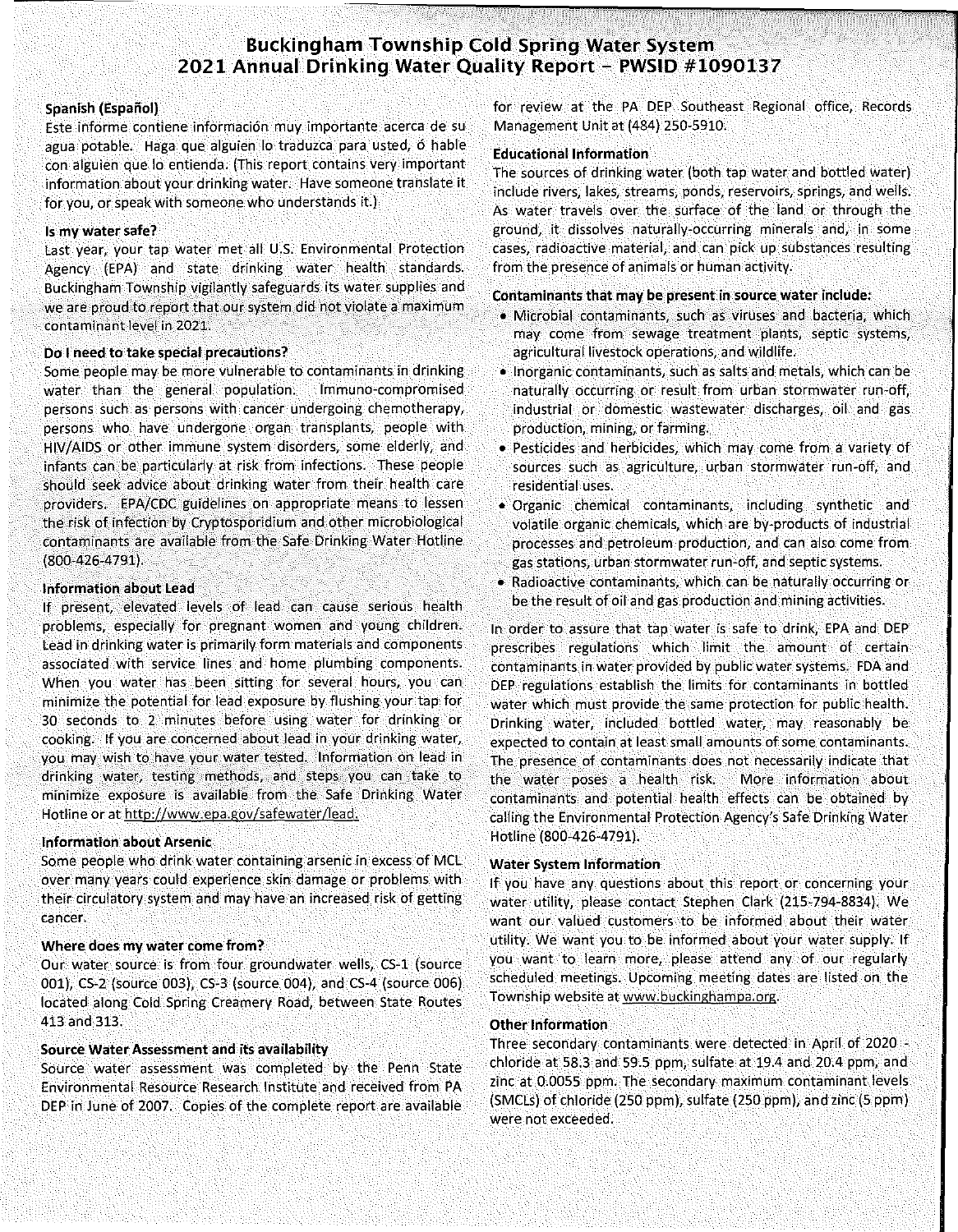# Buckingham Township Cold Spring Water System
# 2021 Annual Drinking Water Quality Report – PWSID #1090137

### Spanish (Español)

Este informe contiene información muy importante acerca de su agua potable. Haga que alguien lo traduzca para usted, ó hable con alguien que lo entienda. (This report contains very important information about your drinking water. Have someone translate it for you, or speak with someone who understands it.)

### Is my water safe?

Last year, your tap water met all U.S. Environmental Protection Agency (EPA) and state drinking water health standards. Buckingham Township vigilantly safeguards its water supplies and we are proud to report that our system did not violate a maximum contaminant level in 2021.

### Do I need to take special precautions?

Some people may be more vulnerable to contaminants in drinking water than the general population. Immuno-compromised persons such as persons with cancer undergoing chemotherapy, persons who have undergone organ transplants, people with HIV/AIDS or other immune system disorders, some elderly, and infants can be particularly at risk from infections. These people should seek advice about drinking water from their health care providers. EPA/CDC guidelines on appropriate means to lessen the risk of infection by Cryptosporidium and other microbiological contaminants are available from the Safe Drinking Water Hotline (800-426-4791).

### Information about Lead

If present, elevated levels of lead can cause serious health problems, especially for pregnant women and young children. Lead in drinking water is primarily form materials and components associated with service lines and home plumbing components. When you water has been sitting for several hours, you can minimize the potential for lead exposure by flushing your tap for 30 seconds to 2 minutes before using water for drinking or cooking. If you are concerned about lead in your drinking water, you may wish to have your water tested. Information on lead in drinking water, testing methods, and steps you can take to minimize exposure is available from the Safe Drinking Water Hotline or at http://www.epa.gov/safewater/lead.

### Information about Arsenic

Some people who drink water containing arsenic in excess of MCL over many years could experience skin damage or problems with their circulatory system and may have an increased risk of getting cancer.

### Where does my water come from?

Our water source is from four groundwater wells, CS-1 (source 001), CS-2 (source 003), CS-3 (source 004), and CS-4 (source 006) located along Cold Spring Creamery Road, between State Routes 413 and 313.

### Source Water Assessment and its availability

Source water assessment was completed by the Penn State Environmental Resource Research Institute and received from PA DEP in June of 2007. Copies of the complete report are available for review at the PA DEP Southeast Regional office, Records Management Unit at (484) 250-5910.

### Educational Information

The sources of drinking water (both tap water and bottled water) include rivers, lakes, streams, ponds, reservoirs, springs, and wells. As water travels over the surface of the land or through the ground, it dissolves naturally-occurring minerals and, in some cases, radioactive material, and can pick up substances resulting from the presence of animals or human activity.

### Contaminants that may be present in source water include:

- Microbial contaminants, such as viruses and bacteria, which may come from sewage treatment plants, septic systems, agricultural livestock operations, and wildlife.
- Inorganic contaminants, such as salts and metals, which can be naturally occurring or result from urban stormwater run-off, industrial or domestic wastewater discharges, oil and gas production, mining, or farming.
- Pesticides and herbicides, which may come from a variety of sources such as agriculture, urban stormwater run-off, and residential uses.
- Organic chemical contaminants, including synthetic and volatile organic chemicals, which are by-products of industrial processes and petroleum production, and can also come from gas stations, urban stormwater run-off, and septic systems.
- Radioactive contaminants, which can be naturally occurring or be the result of oil and gas production and mining activities.

In order to assure that tap water is safe to drink, EPA and DEP prescribes regulations which limit the amount of certain contaminants in water provided by public water systems. FDA and DEP regulations establish the limits for contaminants in bottled water which must provide the same protection for public health. Drinking water, included bottled water, may reasonably be expected to contain at least small amounts of some contaminants. The presence of contaminants does not necessarily indicate that the water poses a health risk. More information about contaminants and potential health effects can be obtained by calling the Environmental Protection Agency's Safe Drinking Water Hotline (800-426-4791).

### Water System Information

If you have any questions about this report or concerning your water utility, please contact Stephen Clark (215-794-8834). We want our valued customers to be informed about their water utility. We want you to be informed about your water supply. If you want to learn more, please attend any of our regularly scheduled meetings. Upcoming meeting dates are listed on the Township website at www.buckinghampa.org.

### Other Information

Three secondary contaminants were detected in April of 2020 - chloride at 58.3 and 59.5 ppm, sulfate at 19.4 and 20.4 ppm, and zinc at 0.0055 ppm. The secondary maximum contaminant levels (SMCLs) of chloride (250 ppm), sulfate (250 ppm), and zinc (5 ppm) were not exceeded.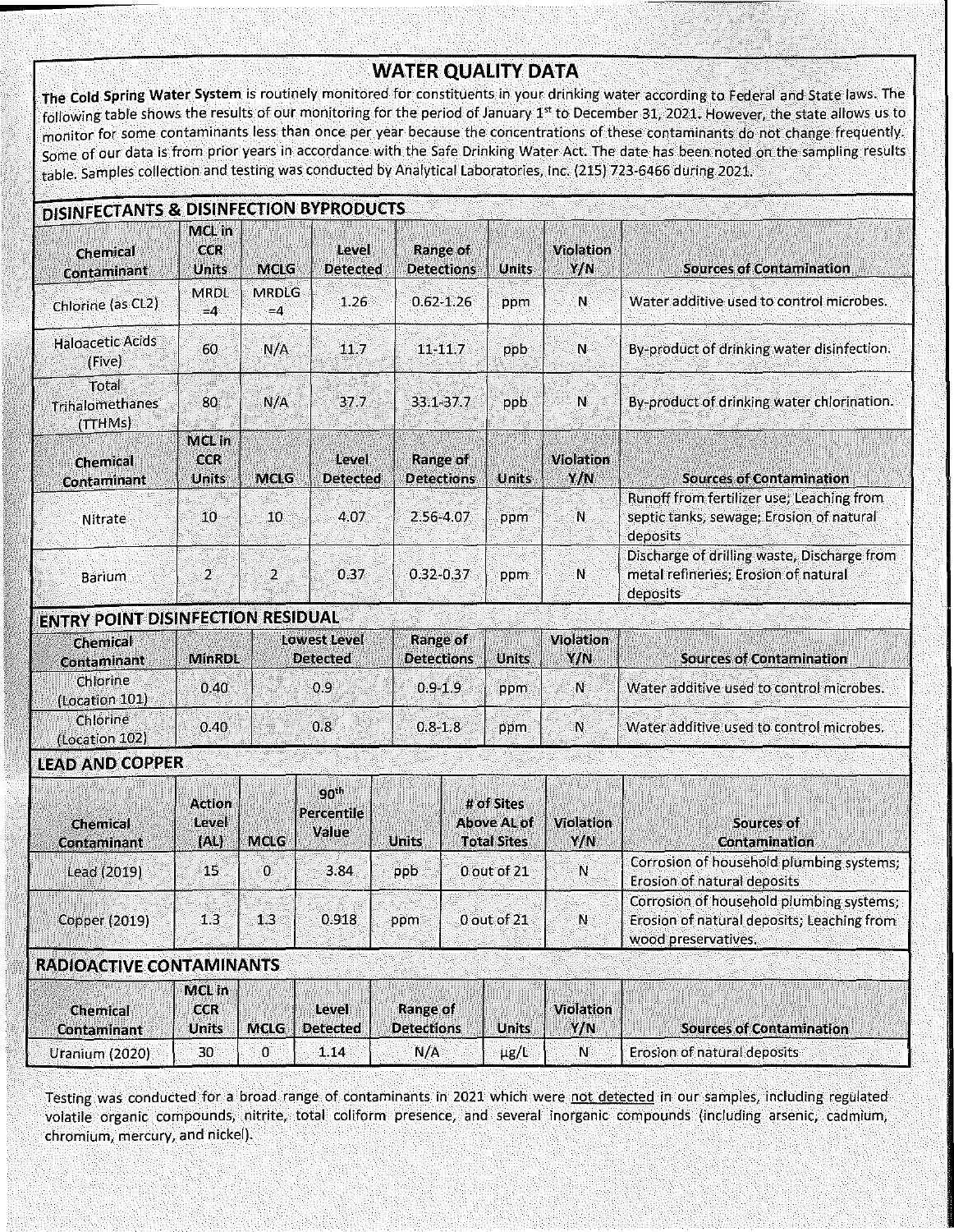# WATER QUALITY DATA

**The Cold Spring Water System** is routinely monitored for constituents in your drinking water according to Federal and State laws. The following table shows the results of our monitoring for the period of January 1st to December 31, 2021. However, the state allows us to monitor for some contaminants less than once per year because the concentrations of these contaminants do not change frequently. Some of our data is from prior years in accordance with the Safe Drinking Water Act. The date has been noted on the sampling results table. Samples collection and testing was conducted by Analytical Laboratories, Inc. (215) 723-6466 during 2021.

## DISINFECTANTS & DISINFECTION BYPRODUCTS

| Chemical Contaminant | MCL in CCR Units | MCLG | Level Detected | Range of Detections | Units | Violation Y/N | Sources of Contamination |
|---|---|---|---|---|---|---|---|
| Chlorine (as CL2) | MRDL =4 | MRDLG =4 | 1.26 | 0.62-1.26 | ppm | N | Water additive used to control microbes. |
| Haloacetic Acids (Five) | 60 | N/A | 11.7 | 11-11.7 | ppb | N | By-product of drinking water disinfection. |
| Total Trihalomethanes (TTHMs) | 80 | N/A | 37.7 | 33.1-37.7 | ppb | N | By-product of drinking water chlorination. |

| Chemical Contaminant | MCL in CCR Units | MCLG | Level Detected | Range of Detections | Units | Violation Y/N | Sources of Contamination |
|---|---|---|---|---|---|---|---|
| Nitrate | 10 | 10 | 4.07 | 2.56-4.07 | ppm | N | Runoff from fertilizer use; Leaching from septic tanks, sewage; Erosion of natural deposits |
| Barium | 2 | 2 | 0.37 | 0.32-0.37 | ppm | N | Discharge of drilling waste; Discharge from metal refineries; Erosion of natural deposits |

## ENTRY POINT DISINFECTION RESIDUAL

| Chemical Contaminant | MinRDL | Lowest Level Detected | Range of Detections | Units | Violation Y/N | Sources of Contamination |
|---|---|---|---|---|---|---|
| Chlorine (Location 101) | 0.40 | 0.9 | 0.9-1.9 | ppm | N | Water additive used to control microbes. |
| Chlorine (Location 102) | 0.40 | 0.8 | 0.8-1.8 | ppm | N | Water additive used to control microbes. |

## LEAD AND COPPER

| Chemical Contaminant | Action Level (AL) | MCLG | 90th Percentile Value | Units | # of Sites Above AL of Total Sites | Violation Y/N | Sources of Contamination |
|---|---|---|---|---|---|---|---|
| Lead (2019) | 15 | 0 | 3.84 | ppb | 0 out of 21 | N | Corrosion of household plumbing systems; Erosion of natural deposits |
| Copper (2019) | 1.3 | 1.3 | 0.918 | ppm | 0 out of 21 | N | Corrosion of household plumbing systems; Erosion of natural deposits; Leaching from wood preservatives. |

## RADIOACTIVE CONTAMINANTS

| Chemical Contaminant | MCL in CCR Units | MCLG | Level Detected | Range of Detections | Units | Violation Y/N | Sources of Contamination |
|---|---|---|---|---|---|---|---|
| Uranium (2020) | 30 | 0 | 1.14 | N/A | μg/L | N | Erosion of natural deposits |

Testing was conducted for a broad range of contaminants in 2021 which were not detected in our samples, including regulated volatile organic compounds, nitrite, total coliform presence, and several inorganic compounds (including arsenic, cadmium, chromium, mercury, and nickel).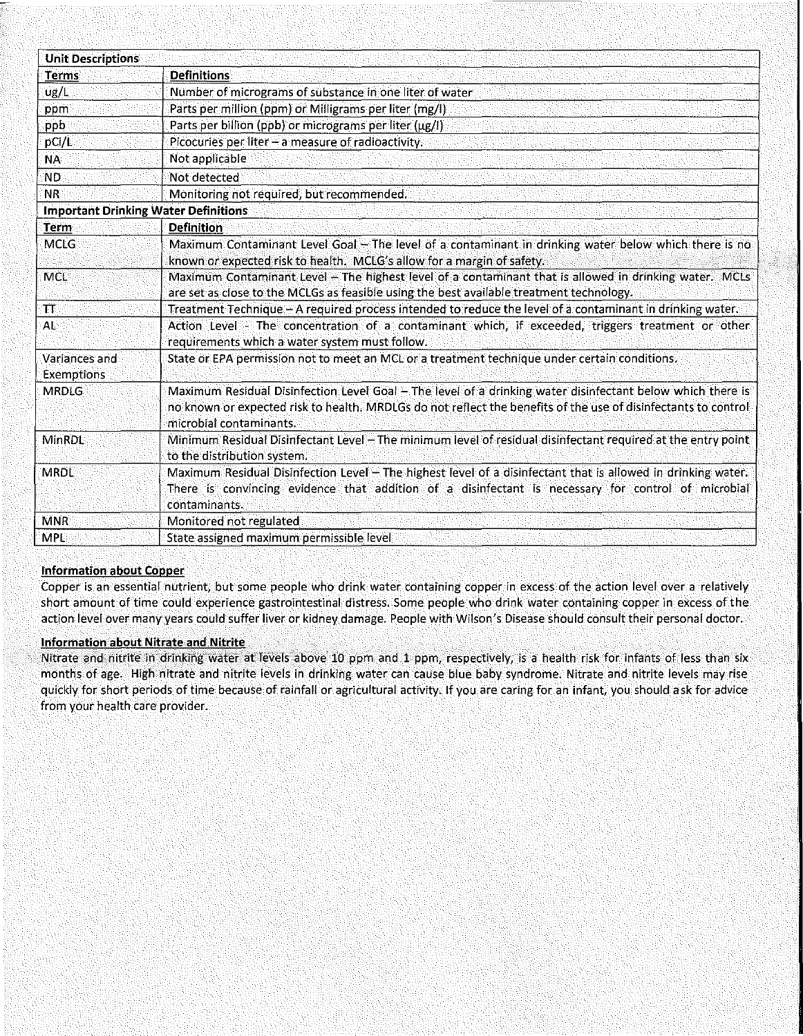| Unit Descriptions | |
|---|---|
| **Terms** | **Definitions** |
| ug/L | Number of micrograms of substance in one liter of water |
| ppm | Parts per million (ppm) or Milligrams per liter (mg/l) |
| ppb | Parts per billion (ppb) or micrograms per liter (μg/l) |
| pCi/L | Picocuries per liter – a measure of radioactivity. |
| NA | Not applicable |
| ND | Not detected |
| NR | Monitoring not required, but recommended. |
| **Important Drinking Water Definitions** | |
| **Term** | **Definition** |
| MCLG | Maximum Contaminant Level Goal – The level of a contaminant in drinking water below which there is no known or expected risk to health. MCLG's allow for a margin of safety. |
| MCL | Maximum Contaminant Level – The highest level of a contaminant that is allowed in drinking water. MCLs are set as close to the MCLGs as feasible using the best available treatment technology. |
| TT | Treatment Technique – A required process intended to reduce the level of a contaminant in drinking water. |
| AL | Action Level - The concentration of a contaminant which, if exceeded, triggers treatment or other requirements which a water system must follow. |
| Variances and Exemptions | State or EPA permission not to meet an MCL or a treatment technique under certain conditions. |
| MRDLG | Maximum Residual Disinfection Level Goal – The level of a drinking water disinfectant below which there is no known or expected risk to health. MRDLGs do not reflect the benefits of the use of disinfectants to control microbial contaminants. |
| MinRDL | Minimum Residual Disinfectant Level – The minimum level of residual disinfectant required at the entry point to the distribution system. |
| MRDL | Maximum Residual Disinfection Level – The highest level of a disinfectant that is allowed in drinking water. There is convincing evidence that addition of a disinfectant is necessary for control of microbial contaminants. |
| MNR | Monitored not regulated |
| MPL | State assigned maximum permissible level |

**Information about Copper**

Copper is an essential nutrient, but some people who drink water containing copper in excess of the action level over a relatively short amount of time could experience gastrointestinal distress. Some people who drink water containing copper in excess of the action level over many years could suffer liver or kidney damage. People with Wilson's Disease should consult their personal doctor.

**Information about Nitrate and Nitrite**

Nitrate and nitrite in drinking water at levels above 10 ppm and 1 ppm, respectively, is a health risk for infants of less than six months of age. High nitrate and nitrite levels in drinking water can cause blue baby syndrome. Nitrate and nitrite levels may rise quickly for short periods of time because of rainfall or agricultural activity. If you are caring for an infant, you should ask for advice from your health care provider.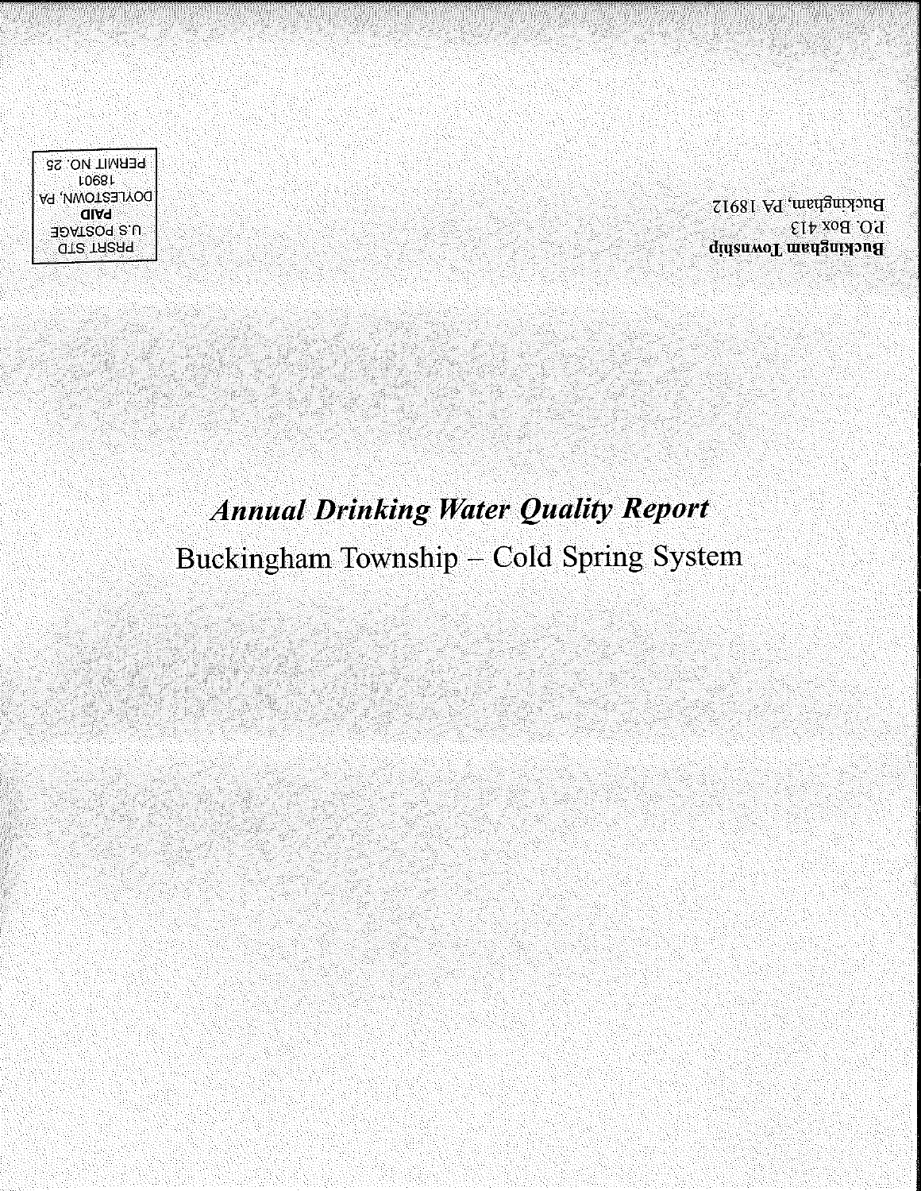Buckingham Township
P.O. Box 413
Buckingham, PA 18912

PRSRT STD
U.S POSTAGE
PAID
DOYLESTOWN, PA
18901
PERMIT NO. 25

# *Annual Drinking Water Quality Report*

## Buckingham Township – Cold Spring System